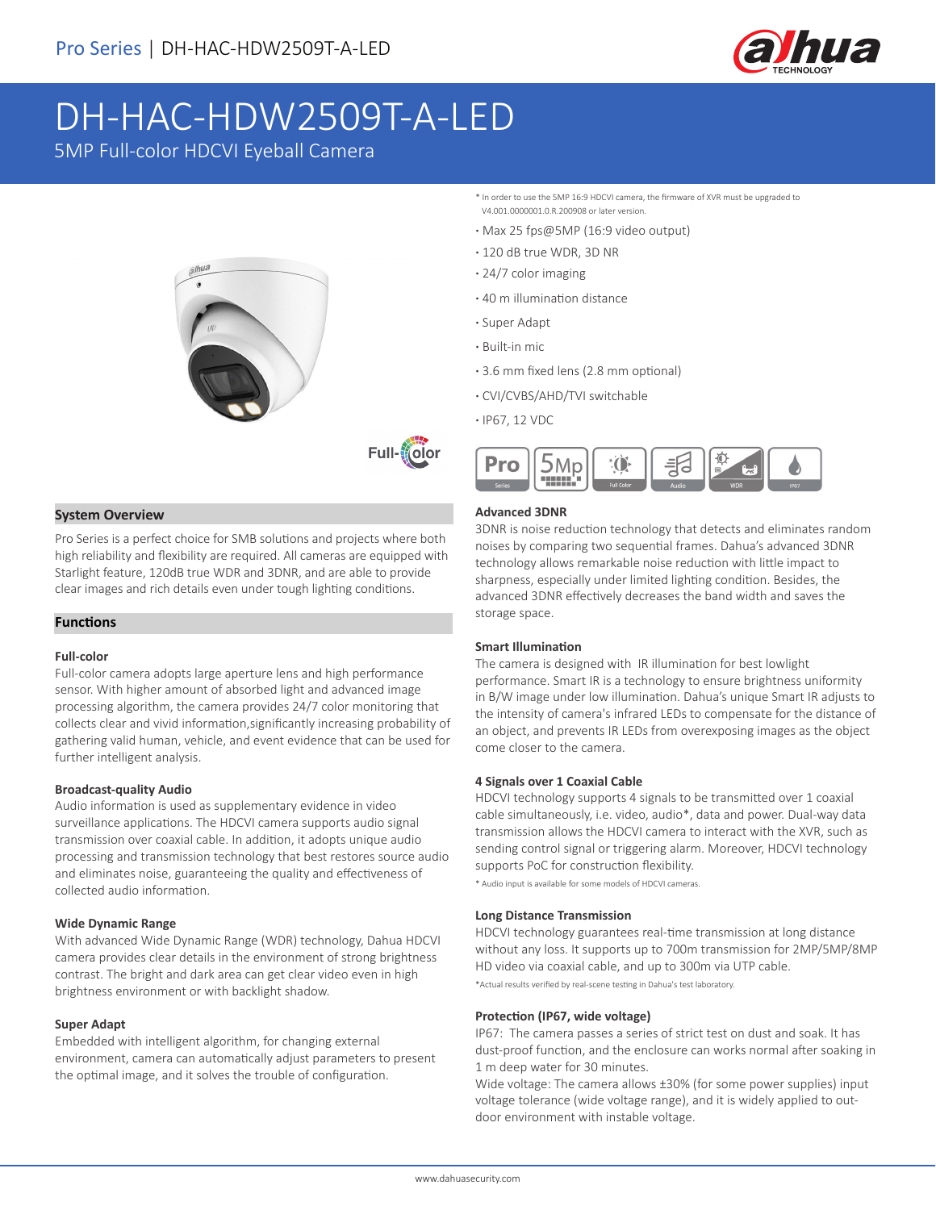# DH-HAC-HDW2509T-A-LED

5MP Full-color HDCVI Eyeball Camera

\* In order to use the 5MP 16:9 HDCVI camera, the firmware of XVR must be upgraded to V4.001.0000001.0.R.200908 or later version.

- Max 25 fps@5MP (16:9 video output)
- 120 dB true WDR, 3D NR
- 24/7 color imaging
- 40 m illumination distance
- Super Adapt
- Built-in mic
- 3.6 mm fixed lens (2.8 mm optional)
- CVI/CVBS/AHD/TVI switchable
- IP67, 12 VDC

## System Overview

Pro Series is a perfect choice for SMB solutions and projects where both high reliability and flexibility are required. All cameras are equipped with Starlight feature, 120dB true WDR and 3DNR, and are able to provide clear images and rich details even under tough lighting conditions.

## Functions

### Full-color

Full-color camera adopts large aperture lens and high performance sensor. With higher amount of absorbed light and advanced image processing algorithm, the camera provides 24/7 color monitoring that collects clear and vivid information,significantly increasing probability of gathering valid human, vehicle, and event evidence that can be used for further intelligent analysis.

### Broadcast-quality Audio

Audio information is used as supplementary evidence in video surveillance applications. The HDCVI camera supports audio signal transmission over coaxial cable. In addition, it adopts unique audio processing and transmission technology that best restores source audio and eliminates noise, guaranteeing the quality and effectiveness of collected audio information.

### Wide Dynamic Range

With advanced Wide Dynamic Range (WDR) technology, Dahua HDCVI camera provides clear details in the environment of strong brightness contrast. The bright and dark area can get clear video even in high brightness environment or with backlight shadow.

### Super Adapt

Embedded with intelligent algorithm, for changing external environment, camera can automatically adjust parameters to present the optimal image, and it solves the trouble of configuration.

### Advanced 3DNR

3DNR is noise reduction technology that detects and eliminates random noises by comparing two sequential frames. Dahua's advanced 3DNR technology allows remarkable noise reduction with little impact to sharpness, especially under limited lighting condition. Besides, the advanced 3DNR effectively decreases the band width and saves the storage space.

### Smart Illumination

The camera is designed with IR illumination for best lowlight performance. Smart IR is a technology to ensure brightness uniformity in B/W image under low illumination. Dahua's unique Smart IR adjusts to the intensity of camera's infrared LEDs to compensate for the distance of an object, and prevents IR LEDs from overexposing images as the object come closer to the camera.

### 4 Signals over 1 Coaxial Cable

HDCVI technology supports 4 signals to be transmitted over 1 coaxial cable simultaneously, i.e. video, audio\*, data and power. Dual-way data transmission allows the HDCVI camera to interact with the XVR, such as sending control signal or triggering alarm. Moreover, HDCVI technology supports PoC for construction flexibility.

\* Audio input is available for some models of HDCVI cameras.

### Long Distance Transmission

HDCVI technology guarantees real-time transmission at long distance without any loss. It supports up to 700m transmission for 2MP/5MP/8MP HD video via coaxial cable, and up to 300m via UTP cable.

\*Actual results verified by real-scene testing in Dahua's test laboratory.

### Protection (IP67, wide voltage)

IP67: The camera passes a series of strict test on dust and soak. It has dust-proof function, and the enclosure can works normal after soaking in 1 m deep water for 30 minutes.

Wide voltage: The camera allows ±30% (for some power supplies) input voltage tolerance (wide voltage range), and it is widely applied to outdoor environment with instable voltage.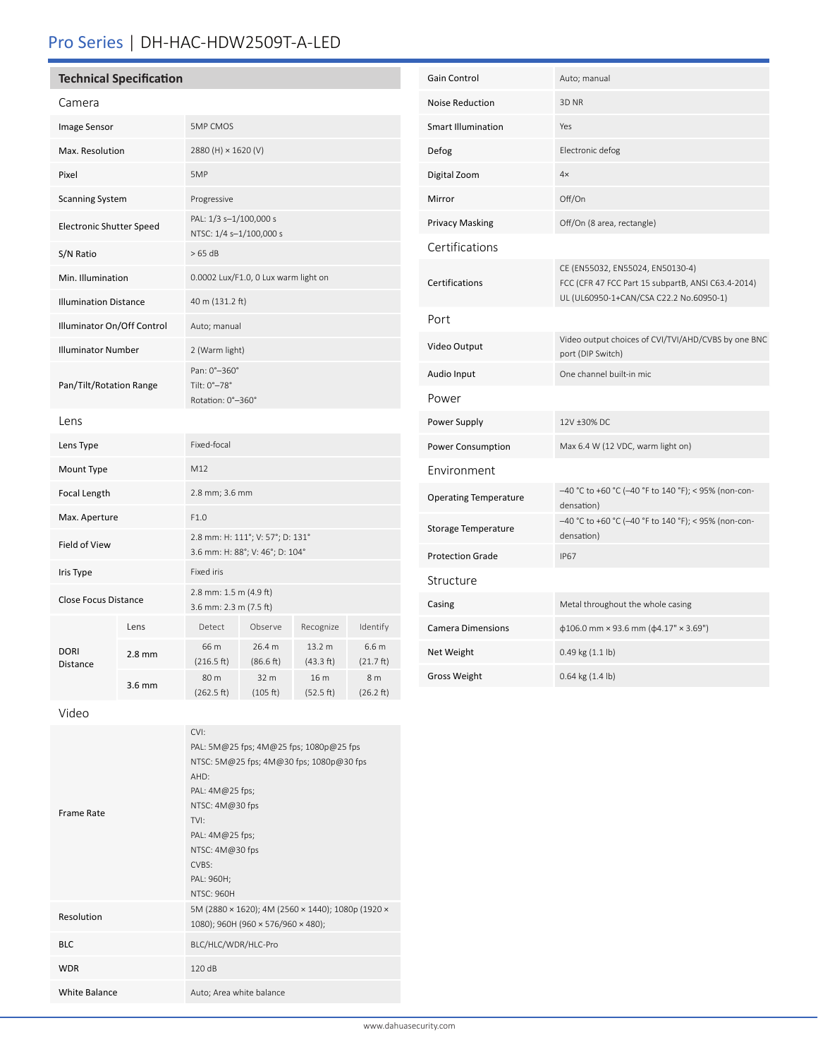# Pro Series | DH-HAC-HDW2509T-A-LED

## Technical Specification

### Camera

| | |
|---|---|
| Image Sensor | 5MP CMOS |
| Max. Resolution | 2880 (H) × 1620 (V) |
| Pixel | 5MP |
| Scanning System | Progressive |
| Electronic Shutter Speed | PAL: 1/3 s–1/100,000 s<br>NTSC: 1/4 s–1/100,000 s |
| S/N Ratio | > 65 dB |
| Min. Illumination | 0.0002 Lux/F1.0, 0 Lux warm light on |
| Illumination Distance | 40 m (131.2 ft) |
| Illuminator On/Off Control | Auto; manual |
| Illuminator Number | 2 (Warm light) |
| Pan/Tilt/Rotation Range | Pan: 0°–360°<br>Tilt: 0°–78°<br>Rotation: 0°–360° |

### Lens

| | | | | | |
|---|---|---|---|---|---|
| Lens Type | Fixed-focal | | | | |
| Mount Type | M12 | | | | |
| Focal Length | 2.8 mm; 3.6 mm | | | | |
| Max. Aperture | F1.0 | | | | |
| Field of View | 2.8 mm: H: 111°; V: 57°; D: 131°<br>3.6 mm: H: 88°; V: 46°; D: 104° | | | | |
| Iris Type | Fixed iris | | | | |
| Close Focus Distance | 2.8 mm: 1.5 m (4.9 ft)<br>3.6 mm: 2.3 m (7.5 ft) | | | | |
| DORI Distance | Lens | Detect | Observe | Recognize | Identify |
| | 2.8 mm | 66 m (216.5 ft) | 26.4 m (86.6 ft) | 13.2 m (43.3 ft) | 6.6 m (21.7 ft) |
| | 3.6 mm | 80 m (262.5 ft) | 32 m (105 ft) | 16 m (52.5 ft) | 8 m (26.2 ft) |

### Video

| | |
|---|---|
| Frame Rate | CVI:<br>PAL: 5M@25 fps; 4M@25 fps; 1080p@25 fps<br>NTSC: 5M@25 fps; 4M@30 fps; 1080p@30 fps<br>AHD:<br>PAL: 4M@25 fps;<br>NTSC: 4M@30 fps<br>TVI:<br>PAL: 4M@25 fps;<br>NTSC: 4M@30 fps<br>CVBS:<br>PAL: 960H;<br>NTSC: 960H |
| Resolution | 5M (2880 × 1620); 4M (2560 × 1440); 1080p (1920 × 1080); 960H (960 × 576/960 × 480); |
| BLC | BLC/HLC/WDR/HLC-Pro |
| WDR | 120 dB |
| White Balance | Auto; Area white balance |
| Gain Control | Auto; manual |
| Noise Reduction | 3D NR |
| Smart Illumination | Yes |
| Defog | Electronic defog |
| Digital Zoom | 4× |
| Mirror | Off/On |
| Privacy Masking | Off/On (8 area, rectangle) |

### Certifications

| | |
|---|---|
| Certifications | CE (EN55032, EN55024, EN50130-4)<br>FCC (CFR 47 FCC Part 15 subpartB, ANSI C63.4-2014)<br>UL (UL60950-1+CAN/CSA C22.2 No.60950-1) |

### Port

| | |
|---|---|
| Video Output | Video output choices of CVI/TVI/AHD/CVBS by one BNC port (DIP Switch) |
| Audio Input | One channel built-in mic |

### Power

| | |
|---|---|
| Power Supply | 12V ±30% DC |
| Power Consumption | Max 6.4 W (12 VDC, warm light on) |

### Environment

| | |
|---|---|
| Operating Temperature | –40 °C to +60 °C (–40 °F to 140 °F); < 95% (non-condensation) |
| Storage Temperature | –40 °C to +60 °C (–40 °F to 140 °F); < 95% (non-condensation) |
| Protection Grade | IP67 |

### Structure

| | |
|---|---|
| Casing | Metal throughout the whole casing |
| Camera Dimensions | ϕ106.0 mm × 93.6 mm (ϕ4.17" × 3.69") |
| Net Weight | 0.49 kg (1.1 lb) |
| Gross Weight | 0.64 kg (1.4 lb) |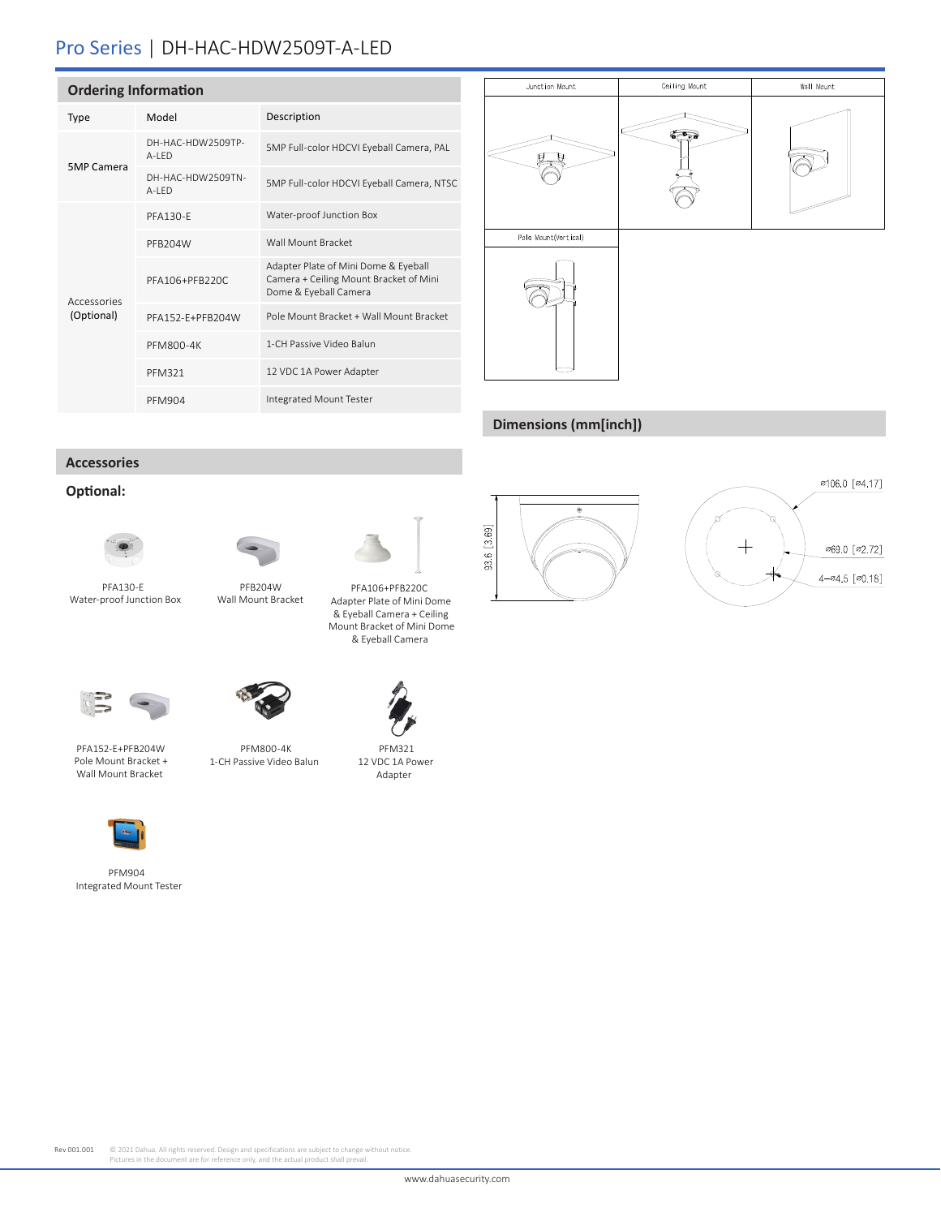# Pro Series | DH-HAC-HDW2509T-A-LED

## Ordering Information

| Type | Model | Description |
|---|---|---|
| 5MP Camera | DH-HAC-HDW2509TP-A-LED | 5MP Full-color HDCVI Eyeball Camera, PAL |
| | DH-HAC-HDW2509TN-A-LED | 5MP Full-color HDCVI Eyeball Camera, NTSC |
| Accessories (Optional) | PFA130-E | Water-proof Junction Box |
| | PFB204W | Wall Mount Bracket |
| | PFA106+PFB220C | Adapter Plate of Mini Dome & Eyeball Camera + Ceiling Mount Bracket of Mini Dome & Eyeball Camera |
| | PFA152-E+PFB204W | Pole Mount Bracket + Wall Mount Bracket |
| | PFM800-4K | 1-CH Passive Video Balun |
| | PFM321 | 12 VDC 1A Power Adapter |
| | PFM904 | Integrated Mount Tester |

Junction Mount

Ceiling Mount

Wall Mount

Pole Mount(Vertical)

## Accessories

### Optional:

PFA130-E
Water-proof Junction Box

PFB204W
Wall Mount Bracket

PFA106+PFB220C
Adapter Plate of Mini Dome & Eyeball Camera + Ceiling Mount Bracket of Mini Dome & Eyeball Camera

PFA152-E+PFB204W
Pole Mount Bracket + Wall Mount Bracket

PFM800-4K
1-CH Passive Video Balun

PFM321
12 VDC 1A Power Adapter

PFM904
Integrated Mount Tester

## Dimensions (mm[inch])

93.6 [3.69]

⌀106.0 [⌀4.17]

⌀69.0 [⌀2.72]

4–⌀4.5 [⌀0.18]

Rev 001.001 © 2021 Dahua. All rights reserved. Design and specifications are subject to change without notice.
Pictures in the document are for reference only, and the actual product shall prevail.

www.dahuasecurity.com